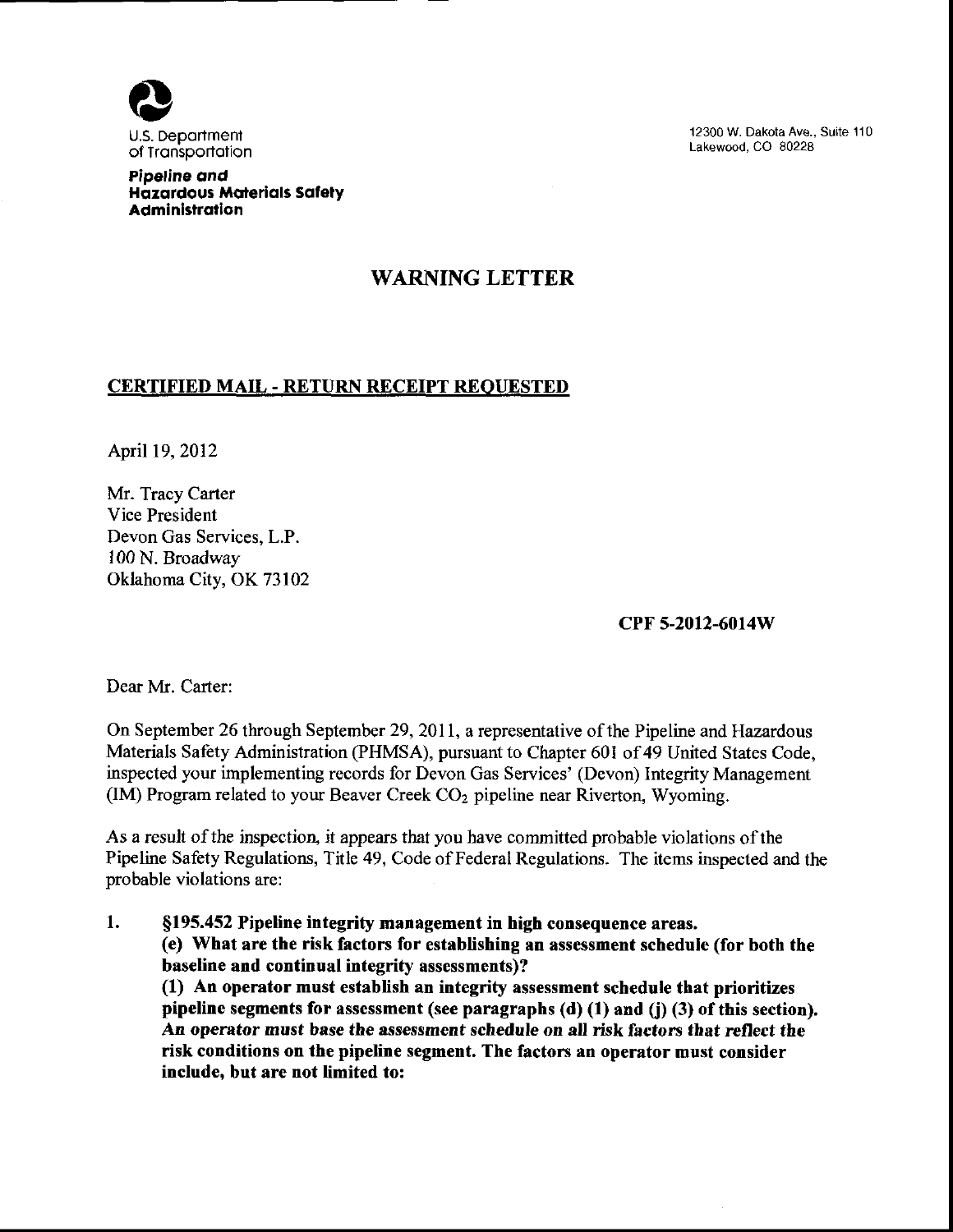U.S. Department of Transportation

**Pipeline and Hazardous Materials Safety Administration**

12300 W. Dakota Ave., Suite 110
Lakewood, CO 80228

# WARNING LETTER

**CERTIFIED MAIL - RETURN RECEIPT REQUESTED**

April 19, 2012

Mr. Tracy Carter
Vice President
Devon Gas Services, L.P.
100 N. Broadway
Oklahoma City, OK 73102

**CPF 5-2012-6014W**

Dear Mr. Carter:

On September 26 through September 29, 2011, a representative of the Pipeline and Hazardous Materials Safety Administration (PHMSA), pursuant to Chapter 601 of 49 United States Code, inspected your implementing records for Devon Gas Services' (Devon) Integrity Management (IM) Program related to your Beaver Creek $CO_2$ pipeline near Riverton, Wyoming.

As a result of the inspection, it appears that you have committed probable violations of the Pipeline Safety Regulations, Title 49, Code of Federal Regulations. The items inspected and the probable violations are:

1. **§195.452 Pipeline integrity management in high consequence areas.**
   **(e) What are the risk factors for establishing an assessment schedule (for both the baseline and continual integrity assessments)?**
   **(1) An operator must establish an integrity assessment schedule that prioritizes pipeline segments for assessment (see paragraphs (d) (1) and (j) (3) of this section).** ***An operator must base the assessment schedule on all risk factors that reflect the risk conditions on the pipeline segment.*** **The factors an operator must consider include, but are not limited to:**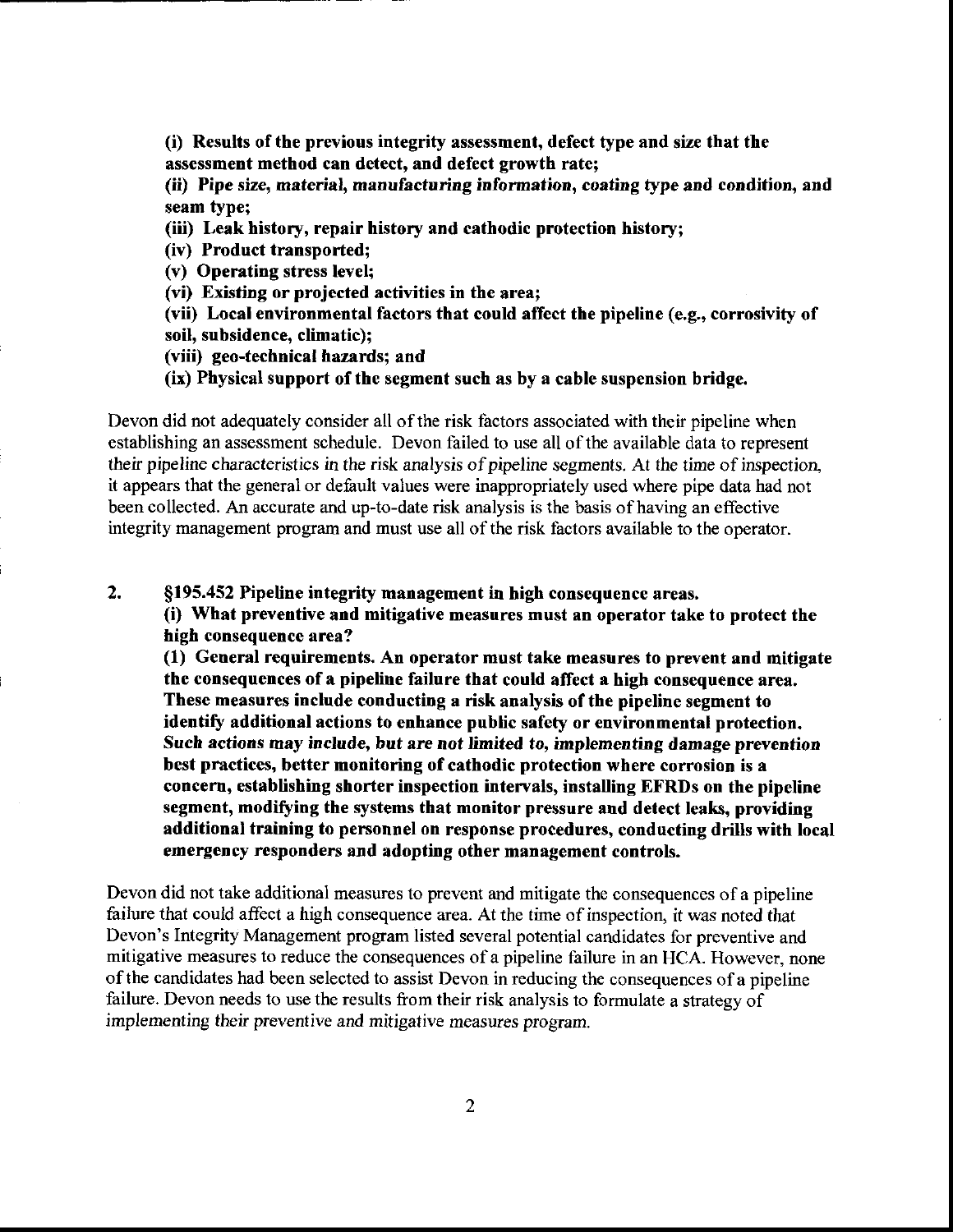**(i) Results of the previous integrity assessment, defect type and size that the assessment method can detect, and defect growth rate;**

***(ii)* Pipe size, *material, manufacturing information, coating* type and condition, and seam type;**

**(iii) Leak history, repair history and cathodic protection history;**

**(iv) Product transported;**

**(v) Operating stress level;**

**(vi) Existing or projected activities in the area;**

**(vii) Local environmental factors that could affect the pipeline (e.g., corrosivity of soil, subsidence, climatic);**

**(viii) geo-technical hazards; and**

**(ix) Physical support of the segment such as by a cable suspension bridge.**

Devon did not adequately consider all of the risk factors associated with their pipeline when establishing an assessment schedule. Devon failed to use all of the available data to represent their pipeline characteristics *in the risk analysis of pipeline segments. At the time of inspection,* it appears that the general or default values were inappropriately used where pipe data had not been collected. An accurate and up-to-date risk analysis is the basis of having an effective integrity management program and must use all of the risk factors available to the operator.

**2. §195.452 Pipeline integrity management in high consequence areas.**

**(i) What preventive and mitigative measures must an operator take to protect the high consequence area?**

**(1) General requirements. An operator must take measures to prevent and mitigate the consequences of a pipeline failure that could affect a high consequence area. These measures include conducting a risk analysis of the pipeline segment to identify additional actions to enhance public safety or environmental protection. *Such actions may include, but are not limited to, implementing* damage prevention best practices, better monitoring of cathodic protection where corrosion is a concern, establishing shorter inspection intervals, installing EFRDs on the pipeline segment, modifying the systems that monitor pressure and detect leaks, providing additional training to personnel on response procedures, conducting drills with local emergency responders and adopting other management controls.**

Devon did not take additional measures to prevent and mitigate the consequences of a pipeline failure that could affect a high consequence area. At the time of inspection, it was noted that Devon's Integrity Management program listed several potential candidates for preventive and mitigative measures to reduce the consequences of a pipeline failure in an HCA. However, none of the candidates had been selected to assist Devon in reducing the consequences of a pipeline failure. Devon needs to use the results from their risk analysis to formulate a strategy of *implementing their preventive and mitigative measures program.*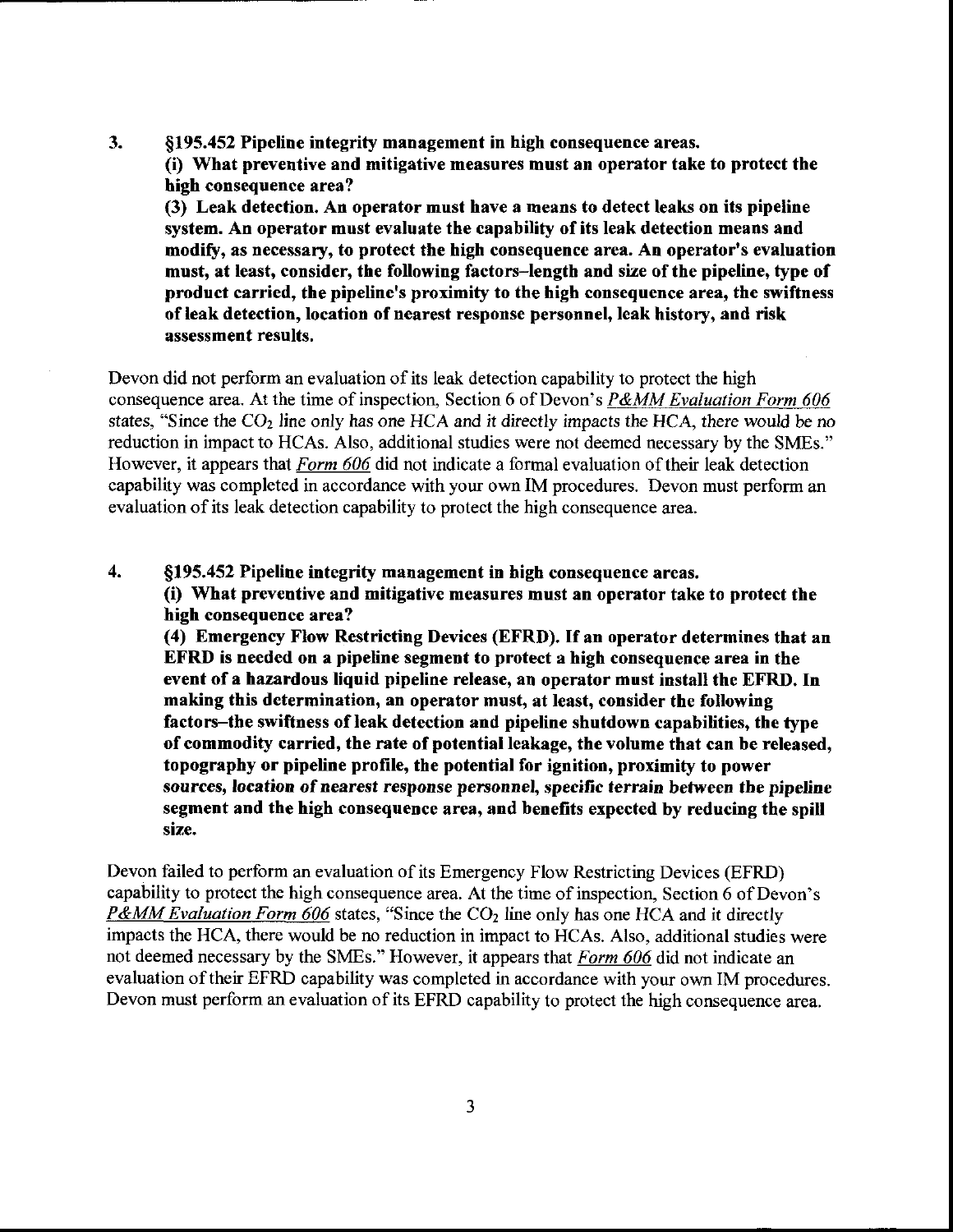3. **§195.452 Pipeline integrity management in high consequence areas.**
   **(i) What preventive and mitigative measures must an operator take to protect the high consequence area?**
   **(3) Leak detection. An operator must have a means to detect leaks on its pipeline system. An operator must evaluate the capability of its leak detection means and modify, as necessary, to protect the high consequence area. An operator's evaluation must, at least, consider, the following factors–length and size of the pipeline, type of product carried, the pipeline's proximity to the high consequence area, the swiftness of leak detection, location of nearest response personnel, leak history, and risk assessment results.**

Devon did not perform an evaluation of its leak detection capability to protect the high consequence area. At the time of inspection, Section 6 of Devon's *P&MM Evaluation Form 606* states, "*Since the $CO_2$ line only has one HCA and it directly impacts the HCA, there would be no reduction in impact to HCAs. Also, additional studies were not deemed necessary by the SMEs.*" However, it appears that *Form 606* did not indicate a formal evaluation of their leak detection capability was completed in accordance with your own IM procedures. Devon must perform an evaluation of its leak detection capability to protect the high consequence area.

4. **§195.452 Pipeline integrity management in high consequence areas.**
   **(i) What preventive and mitigative measures must an operator take to protect the high consequence area?**
   **(4) Emergency Flow Restricting Devices (EFRD). If an operator determines that an EFRD is needed on a pipeline segment to protect a high consequence area in the event of a hazardous liquid pipeline release, an operator must install the EFRD. In making this determination, an operator must, at least, consider the following factors–the swiftness of leak detection and pipeline shutdown capabilities, the type of commodity carried, the rate of potential leakage, the volume that can be released, topography or pipeline profile, the potential for ignition, proximity to power sources, location of nearest response personnel, specific terrain between the pipeline segment and the high consequence area, and benefits expected by reducing the spill size.**

Devon failed to perform an evaluation of its Emergency Flow Restricting Devices (EFRD) capability to protect the high consequence area. At the time of inspection, Section 6 of Devon's *P&MM Evaluation Form 606* states, "Since the $CO_2$ line only has one HCA and it directly impacts the HCA, there would be no reduction in impact to HCAs. Also, additional studies were not deemed necessary by the SMEs." However, it appears that *Form 606* did not indicate an evaluation of their EFRD capability was completed in accordance with your own IM procedures. Devon must perform an evaluation of its EFRD capability to protect the high consequence area.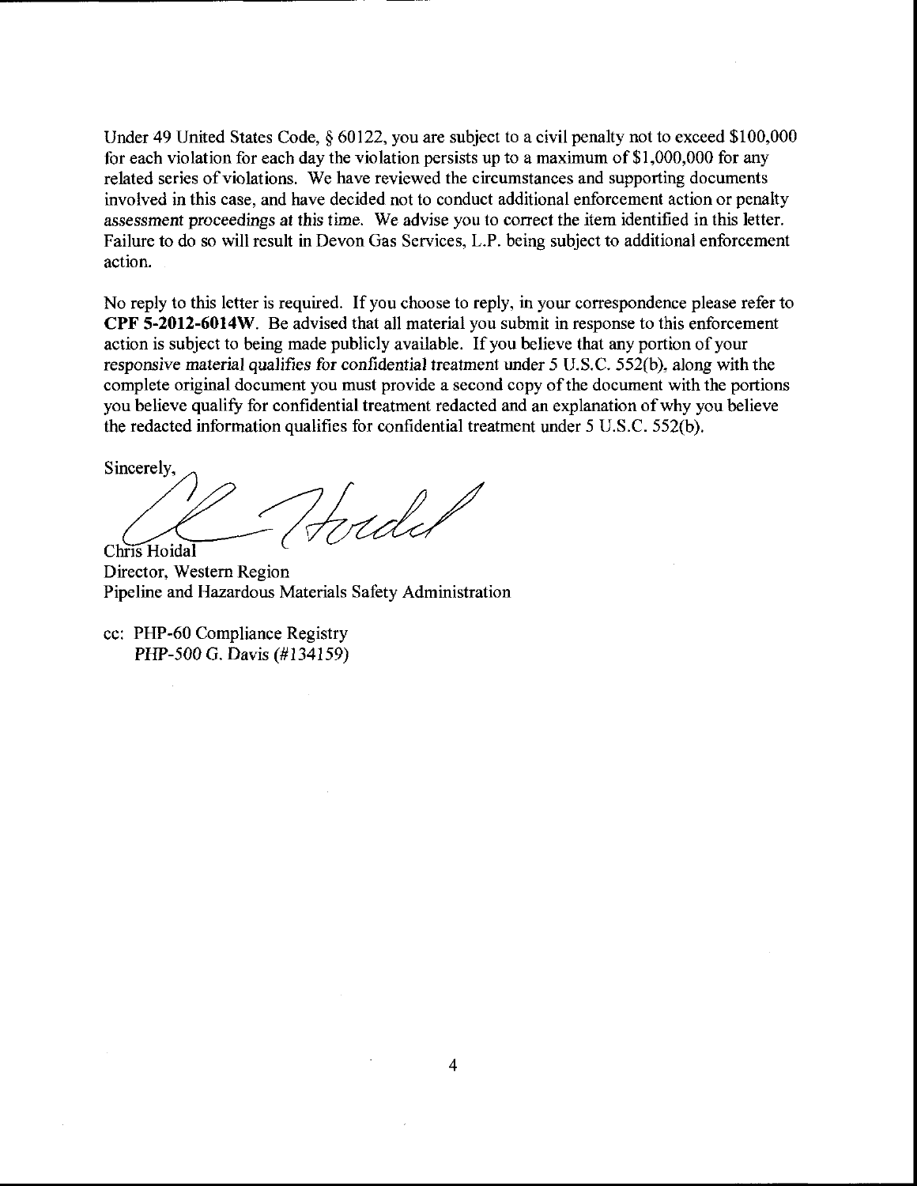Under 49 United States Code, § 60122, you are subject to a civil penalty not to exceed $100,000 for each violation for each day the violation persists up to a maximum of $1,000,000 for any related series of violations. We have reviewed the circumstances and supporting documents involved in this case, and have decided not to conduct additional enforcement action or penalty assessment proceedings at this time. We advise you to correct the item identified in this letter. Failure to do so will result in Devon Gas Services, L.P. being subject to additional enforcement action.

No reply to this letter is required. If you choose to reply, in your correspondence please refer to **CPF 5-2012-6014W**. Be advised that all material you submit in response to this enforcement action is subject to being made publicly available. If you believe that any portion of your responsive material qualifies for confidential treatment under 5 U.S.C. 552(b), along with the complete original document you must provide a second copy of the document with the portions you believe qualify for confidential treatment redacted and an explanation of why you believe the redacted information qualifies for confidential treatment under 5 U.S.C. 552(b).

Sincerely,

Chris Hoidal
Director, Western Region
Pipeline and Hazardous Materials Safety Administration

cc: PHP-60 Compliance Registry
PHP-500 G. Davis (#134159)